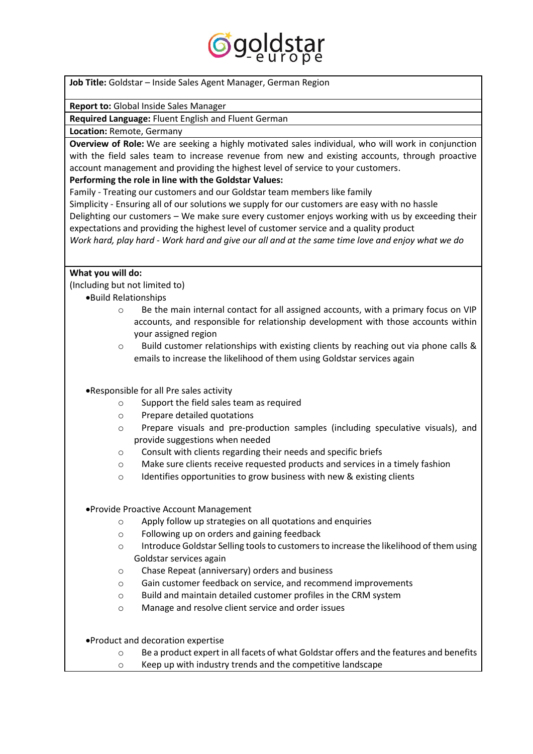goldstar - europe

**Job Title:** Goldstar – Inside Sales Agent Manager, German Region

**Report to:** Global Inside Sales Manager

**Required Language:** Fluent English and Fluent German

**Location:** Remote, Germany

**Overview of Role:** We are seeking a highly motivated sales individual, who will work in conjunction with the field sales team to increase revenue from new and existing accounts, through proactive account management and providing the highest level of service to your customers.

**Performing the role in line with the Goldstar Values:**

Family - Treating our customers and our Goldstar team members like family

Simplicity - Ensuring all of our solutions we supply for our customers are easy with no hassle

Delighting our customers – We make sure every customer enjoys working with us by exceeding their expectations and providing the highest level of customer service and a quality product

*Work hard, play hard - Work hard and give our all and at the same time love and enjoy what we do*

**What you will do:**

(Including but not limited to)

- Build Relationships
  - Be the main internal contact for all assigned accounts, with a primary focus on VIP accounts, and responsible for relationship development with those accounts within your assigned region
  - Build customer relationships with existing clients by reaching out via phone calls & emails to increase the likelihood of them using Goldstar services again

- Responsible for all Pre sales activity
  - Support the field sales team as required
  - Prepare detailed quotations
  - Prepare visuals and pre-production samples (including speculative visuals), and provide suggestions when needed
  - Consult with clients regarding their needs and specific briefs
  - Make sure clients receive requested products and services in a timely fashion
  - Identifies opportunities to grow business with new & existing clients

- Provide Proactive Account Management
  - Apply follow up strategies on all quotations and enquiries
  - Following up on orders and gaining feedback
  - Introduce Goldstar Selling tools to customers to increase the likelihood of them using Goldstar services again
  - Chase Repeat (anniversary) orders and business
  - Gain customer feedback on service, and recommend improvements
  - Build and maintain detailed customer profiles in the CRM system
  - Manage and resolve client service and order issues

- Product and decoration expertise
  - Be a product expert in all facets of what Goldstar offers and the features and benefits
  - Keep up with industry trends and the competitive landscape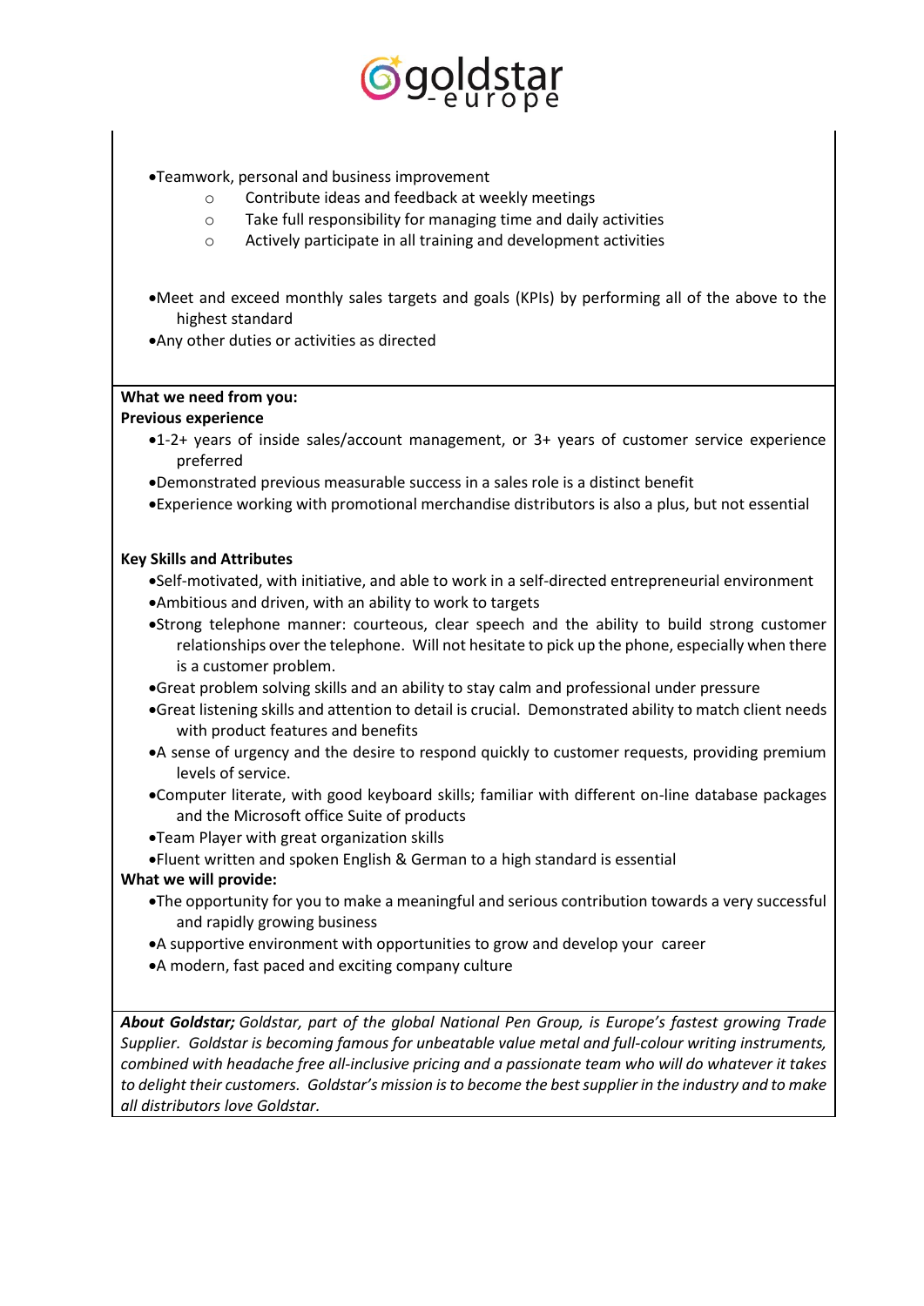- Teamwork, personal and business improvement
    - Contribute ideas and feedback at weekly meetings
    - Take full responsibility for managing time and daily activities
    - Actively participate in all training and development activities

- Meet and exceed monthly sales targets and goals (KPIs) by performing all of the above to the highest standard
- Any other duties or activities as directed

**What we need from you:**

**Previous experience**

- 1-2+ years of inside sales/account management, or 3+ years of customer service experience preferred
- Demonstrated previous measurable success in a sales role is a distinct benefit
- Experience working with promotional merchandise distributors is also a plus, but not essential

**Key Skills and Attributes**

- Self-motivated, with initiative, and able to work in a self-directed entrepreneurial environment
- Ambitious and driven, with an ability to work to targets
- Strong telephone manner: courteous, clear speech and the ability to build strong customer relationships over the telephone. Will not hesitate to pick up the phone, especially when there is a customer problem.
- Great problem solving skills and an ability to stay calm and professional under pressure
- Great listening skills and attention to detail is crucial. Demonstrated ability to match client needs with product features and benefits
- A sense of urgency and the desire to respond quickly to customer requests, providing premium levels of service.
- Computer literate, with good keyboard skills; familiar with different on-line database packages and the Microsoft office Suite of products
- Team Player with great organization skills
- Fluent written and spoken English & German to a high standard is essential

**What we will provide:**

- The opportunity for you to make a meaningful and serious contribution towards a very successful and rapidly growing business
- A supportive environment with opportunities to grow and develop your career
- A modern, fast paced and exciting company culture

***About Goldstar;*** *Goldstar, part of the global National Pen Group, is Europe's fastest growing Trade Supplier. Goldstar is becoming famous for unbeatable value metal and full-colour writing instruments, combined with headache free all-inclusive pricing and a passionate team who will do whatever it takes to delight their customers. Goldstar's mission is to become the best supplier in the industry and to make all distributors love Goldstar.*